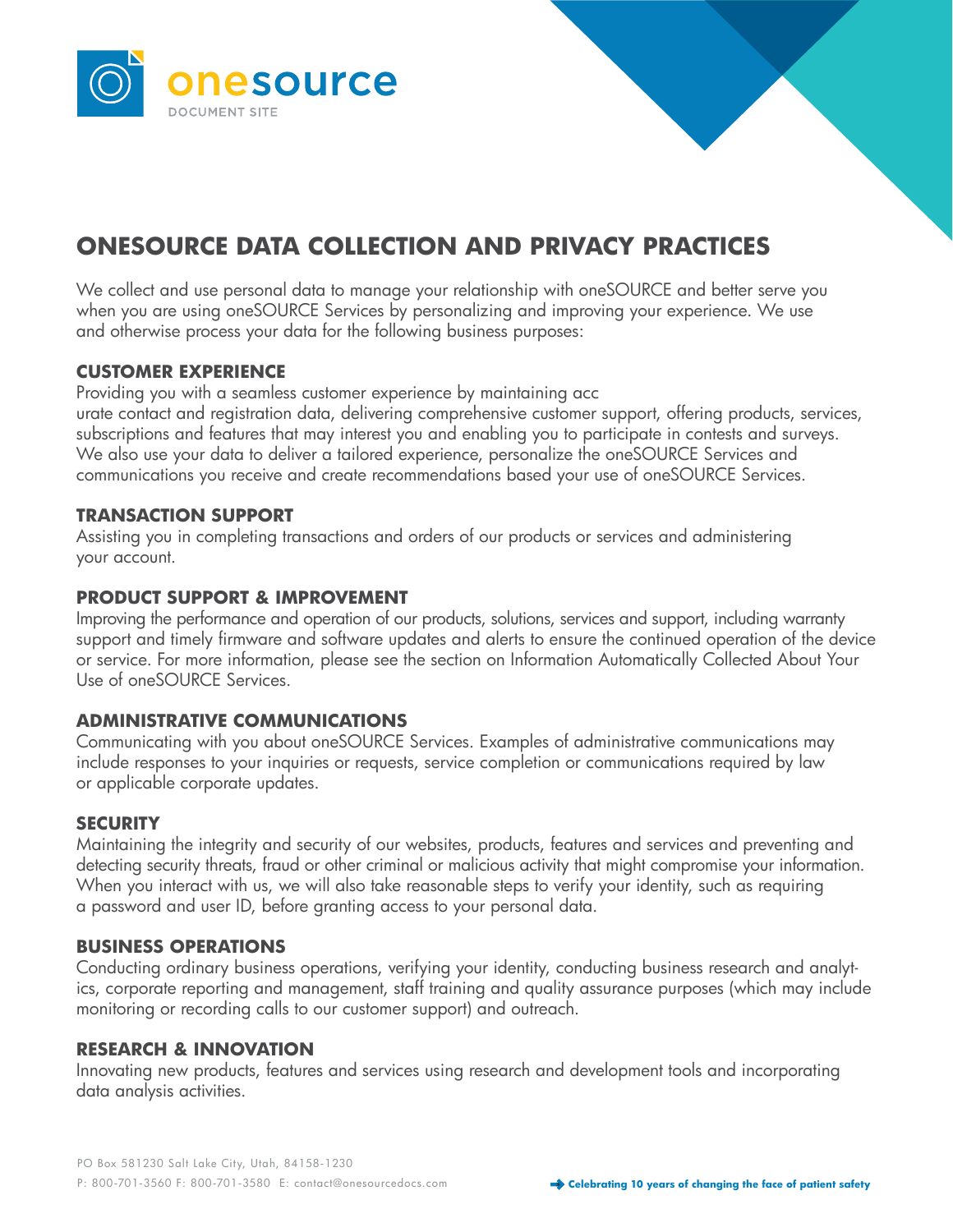# ONESOURCE DATA COLLECTION AND PRIVACY PRACTICES

We collect and use personal data to manage your relationship with oneSOURCE and better serve you when you are using oneSOURCE Services by personalizing and improving your experience. We use and otherwise process your data for the following business purposes:

## CUSTOMER EXPERIENCE

Providing you with a seamless customer experience by maintaining accurate contact and registration data, delivering comprehensive customer support, offering products, services, subscriptions and features that may interest you and enabling you to participate in contests and surveys. We also use your data to deliver a tailored experience, personalize the oneSOURCE Services and communications you receive and create recommendations based your use of oneSOURCE Services.

## TRANSACTION SUPPORT

Assisting you in completing transactions and orders of our products or services and administering your account.

## PRODUCT SUPPORT & IMPROVEMENT

Improving the performance and operation of our products, solutions, services and support, including warranty support and timely firmware and software updates and alerts to ensure the continued operation of the device or service. For more information, please see the section on Information Automatically Collected About Your Use of oneSOURCE Services.

## ADMINISTRATIVE COMMUNICATIONS

Communicating with you about oneSOURCE Services. Examples of administrative communications may include responses to your inquiries or requests, service completion or communications required by law or applicable corporate updates.

## SECURITY

Maintaining the integrity and security of our websites, products, features and services and preventing and detecting security threats, fraud or other criminal or malicious activity that might compromise your information. When you interact with us, we will also take reasonable steps to verify your identity, such as requiring a password and user ID, before granting access to your personal data.

## BUSINESS OPERATIONS

Conducting ordinary business operations, verifying your identity, conducting business research and analytics, corporate reporting and management, staff training and quality assurance purposes (which may include monitoring or recording calls to our customer support) and outreach.

## RESEARCH & INNOVATION

Innovating new products, features and services using research and development tools and incorporating data analysis activities.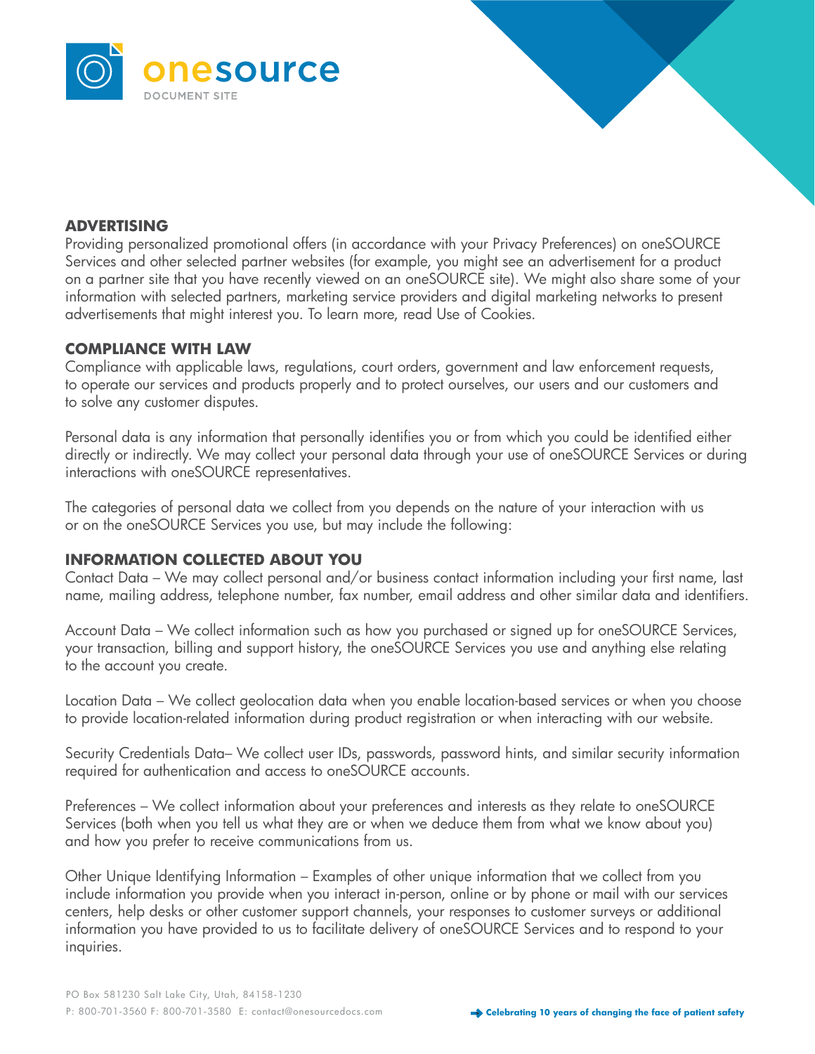## ADVERTISING

Providing personalized promotional offers (in accordance with your Privacy Preferences) on oneSOURCE Services and other selected partner websites (for example, you might see an advertisement for a product on a partner site that you have recently viewed on an oneSOURCE site). We might also share some of your information with selected partners, marketing service providers and digital marketing networks to present advertisements that might interest you. To learn more, read Use of Cookies.

## COMPLIANCE WITH LAW

Compliance with applicable laws, regulations, court orders, government and law enforcement requests, to operate our services and products properly and to protect ourselves, our users and our customers and to solve any customer disputes.

Personal data is any information that personally identifies you or from which you could be identified either directly or indirectly. We may collect your personal data through your use of oneSOURCE Services or during interactions with oneSOURCE representatives.

The categories of personal data we collect from you depends on the nature of your interaction with us or on the oneSOURCE Services you use, but may include the following:

## INFORMATION COLLECTED ABOUT YOU

Contact Data – We may collect personal and/or business contact information including your first name, last name, mailing address, telephone number, fax number, email address and other similar data and identifiers.

Account Data – We collect information such as how you purchased or signed up for oneSOURCE Services, your transaction, billing and support history, the oneSOURCE Services you use and anything else relating to the account you create.

Location Data – We collect geolocation data when you enable location-based services or when you choose to provide location-related information during product registration or when interacting with our website.

Security Credentials Data– We collect user IDs, passwords, password hints, and similar security information required for authentication and access to oneSOURCE accounts.

Preferences – We collect information about your preferences and interests as they relate to oneSOURCE Services (both when you tell us what they are or when we deduce them from what we know about you) and how you prefer to receive communications from us.

Other Unique Identifying Information – Examples of other unique information that we collect from you include information you provide when you interact in-person, online or by phone or mail with our services centers, help desks or other customer support channels, your responses to customer surveys or additional information you have provided to us to facilitate delivery of oneSOURCE Services and to respond to your inquiries.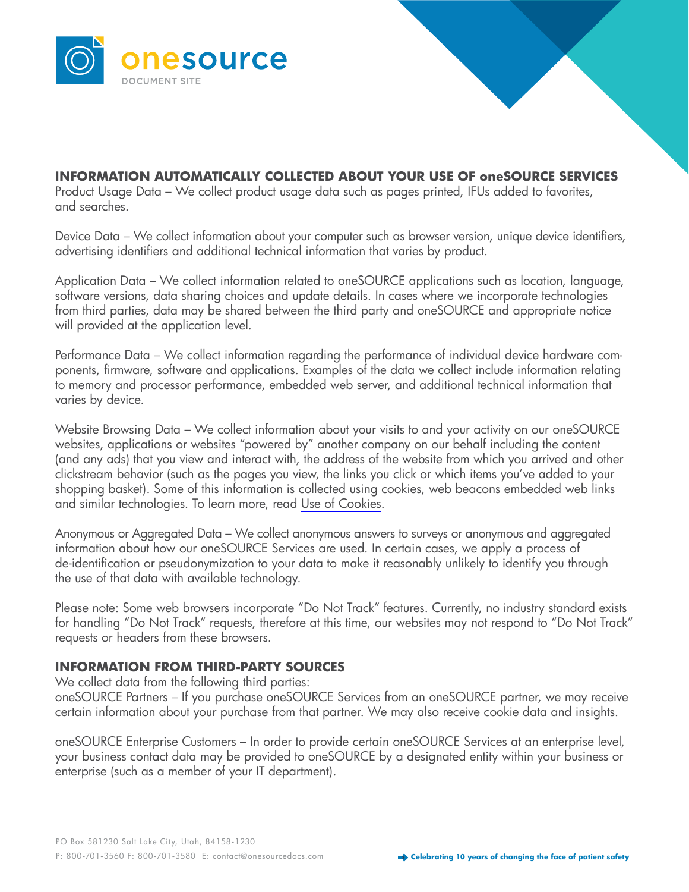## INFORMATION AUTOMATICALLY COLLECTED ABOUT YOUR USE OF oneSOURCE SERVICES

Product Usage Data – We collect product usage data such as pages printed, IFUs added to favorites, and searches.

Device Data – We collect information about your computer such as browser version, unique device identifiers, advertising identifiers and additional technical information that varies by product.

Application Data – We collect information related to oneSOURCE applications such as location, language, software versions, data sharing choices and update details. In cases where we incorporate technologies from third parties, data may be shared between the third party and oneSOURCE and appropriate notice will provided at the application level.

Performance Data – We collect information regarding the performance of individual device hardware components, firmware, software and applications. Examples of the data we collect include information relating to memory and processor performance, embedded web server, and additional technical information that varies by device.

Website Browsing Data – We collect information about your visits to and your activity on our oneSOURCE websites, applications or websites "powered by" another company on our behalf including the content (and any ads) that you view and interact with, the address of the website from which you arrived and other clickstream behavior (such as the pages you view, the links you click or which items you've added to your shopping basket). Some of this information is collected using cookies, web beacons embedded web links and similar technologies. To learn more, read Use of Cookies.

Anonymous or Aggregated Data – We collect anonymous answers to surveys or anonymous and aggregated information about how our oneSOURCE Services are used. In certain cases, we apply a process of de-identification or pseudonymization to your data to make it reasonably unlikely to identify you through the use of that data with available technology.

Please note: Some web browsers incorporate "Do Not Track" features. Currently, no industry standard exists for handling "Do Not Track" requests, therefore at this time, our websites may not respond to "Do Not Track" requests or headers from these browsers.

## INFORMATION FROM THIRD-PARTY SOURCES

We collect data from the following third parties:

oneSOURCE Partners – If you purchase oneSOURCE Services from an oneSOURCE partner, we may receive certain information about your purchase from that partner. We may also receive cookie data and insights.

oneSOURCE Enterprise Customers – In order to provide certain oneSOURCE Services at an enterprise level, your business contact data may be provided to oneSOURCE by a designated entity within your business or enterprise (such as a member of your IT department).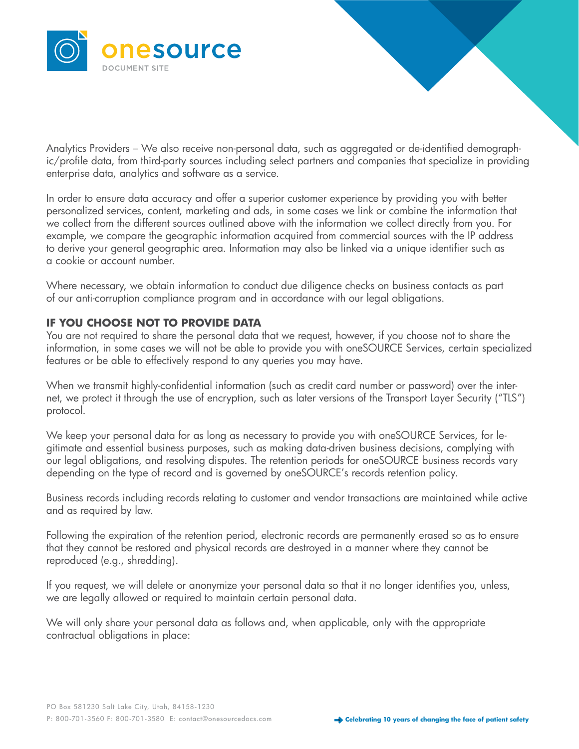Analytics Providers – We also receive non-personal data, such as aggregated or de-identified demographic/profile data, from third-party sources including select partners and companies that specialize in providing enterprise data, analytics and software as a service.

In order to ensure data accuracy and offer a superior customer experience by providing you with better personalized services, content, marketing and ads, in some cases we link or combine the information that we collect from the different sources outlined above with the information we collect directly from you. For example, we compare the geographic information acquired from commercial sources with the IP address to derive your general geographic area. Information may also be linked via a unique identifier such as a cookie or account number.

Where necessary, we obtain information to conduct due diligence checks on business contacts as part of our anti-corruption compliance program and in accordance with our legal obligations.

## IF YOU CHOOSE NOT TO PROVIDE DATA

You are not required to share the personal data that we request, however, if you choose not to share the information, in some cases we will not be able to provide you with oneSOURCE Services, certain specialized features or be able to effectively respond to any queries you may have.

When we transmit highly-confidential information (such as credit card number or password) over the internet, we protect it through the use of encryption, such as later versions of the Transport Layer Security ("TLS") protocol.

We keep your personal data for as long as necessary to provide you with oneSOURCE Services, for legitimate and essential business purposes, such as making data-driven business decisions, complying with our legal obligations, and resolving disputes. The retention periods for oneSOURCE business records vary depending on the type of record and is governed by oneSOURCE's records retention policy.

Business records including records relating to customer and vendor transactions are maintained while active and as required by law.

Following the expiration of the retention period, electronic records are permanently erased so as to ensure that they cannot be restored and physical records are destroyed in a manner where they cannot be reproduced (e.g., shredding).

If you request, we will delete or anonymize your personal data so that it no longer identifies you, unless, we are legally allowed or required to maintain certain personal data.

We will only share your personal data as follows and, when applicable, only with the appropriate contractual obligations in place: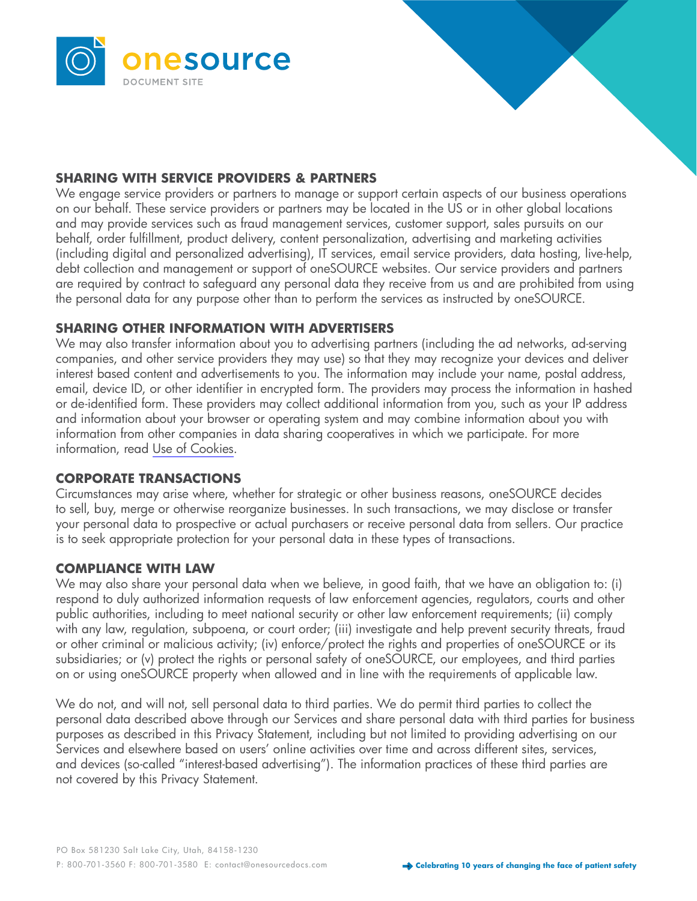## SHARING WITH SERVICE PROVIDERS & PARTNERS

We engage service providers or partners to manage or support certain aspects of our business operations on our behalf. These service providers or partners may be located in the US or in other global locations and may provide services such as fraud management services, customer support, sales pursuits on our behalf, order fulfillment, product delivery, content personalization, advertising and marketing activities (including digital and personalized advertising), IT services, email service providers, data hosting, live-help, debt collection and management or support of oneSOURCE websites. Our service providers and partners are required by contract to safeguard any personal data they receive from us and are prohibited from using the personal data for any purpose other than to perform the services as instructed by oneSOURCE.

## SHARING OTHER INFORMATION WITH ADVERTISERS

We may also transfer information about you to advertising partners (including the ad networks, ad-serving companies, and other service providers they may use) so that they may recognize your devices and deliver interest based content and advertisements to you. The information may include your name, postal address, email, device ID, or other identifier in encrypted form. The providers may process the information in hashed or de-identified form. These providers may collect additional information from you, such as your IP address and information about your browser or operating system and may combine information about you with information from other companies in data sharing cooperatives in which we participate. For more information, read Use of Cookies.

## CORPORATE TRANSACTIONS

Circumstances may arise where, whether for strategic or other business reasons, oneSOURCE decides to sell, buy, merge or otherwise reorganize businesses. In such transactions, we may disclose or transfer your personal data to prospective or actual purchasers or receive personal data from sellers. Our practice is to seek appropriate protection for your personal data in these types of transactions.

## COMPLIANCE WITH LAW

We may also share your personal data when we believe, in good faith, that we have an obligation to: (i) respond to duly authorized information requests of law enforcement agencies, regulators, courts and other public authorities, including to meet national security or other law enforcement requirements; (ii) comply with any law, regulation, subpoena, or court order; (iii) investigate and help prevent security threats, fraud or other criminal or malicious activity; (iv) enforce/protect the rights and properties of oneSOURCE or its subsidiaries; or (v) protect the rights or personal safety of oneSOURCE, our employees, and third parties on or using oneSOURCE property when allowed and in line with the requirements of applicable law.

We do not, and will not, sell personal data to third parties. We do permit third parties to collect the personal data described above through our Services and share personal data with third parties for business purposes as described in this Privacy Statement, including but not limited to providing advertising on our Services and elsewhere based on users' online activities over time and across different sites, services, and devices (so-called "interest-based advertising"). The information practices of these third parties are not covered by this Privacy Statement.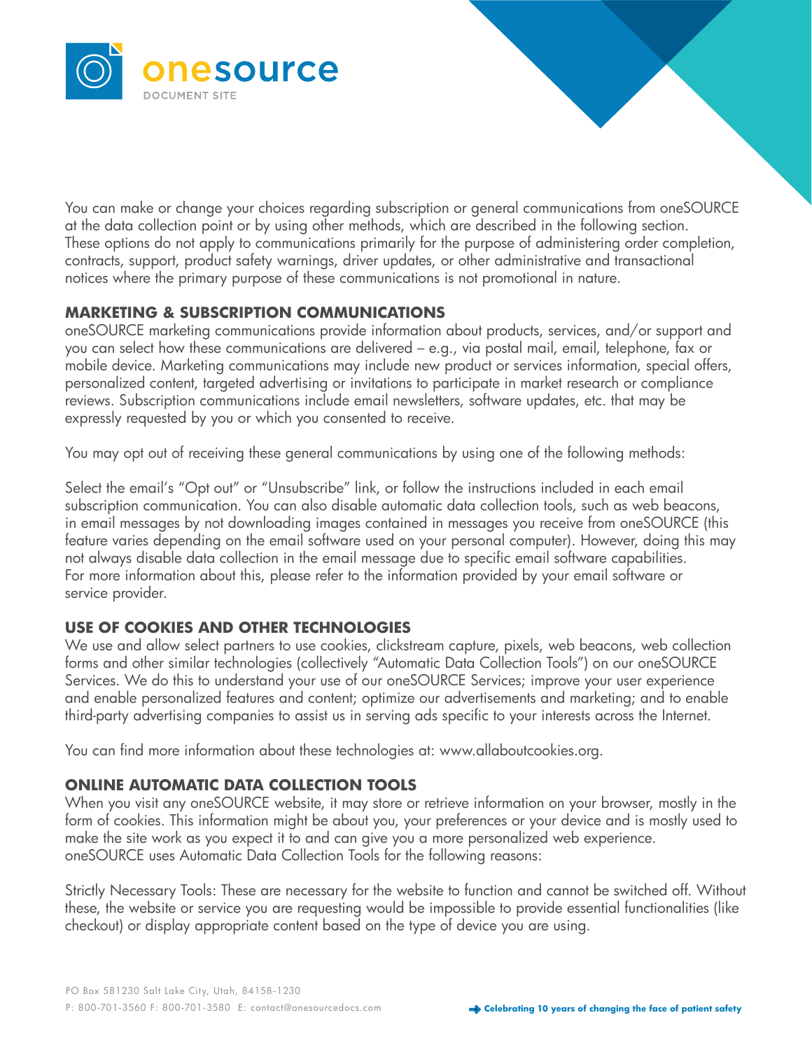You can make or change your choices regarding subscription or general communications from oneSOURCE at the data collection point or by using other methods, which are described in the following section. These options do not apply to communications primarily for the purpose of administering order completion, contracts, support, product safety warnings, driver updates, or other administrative and transactional notices where the primary purpose of these communications is not promotional in nature.

## MARKETING & SUBSCRIPTION COMMUNICATIONS

oneSOURCE marketing communications provide information about products, services, and/or support and you can select how these communications are delivered – e.g., via postal mail, email, telephone, fax or mobile device. Marketing communications may include new product or services information, special offers, personalized content, targeted advertising or invitations to participate in market research or compliance reviews. Subscription communications include email newsletters, software updates, etc. that may be expressly requested by you or which you consented to receive.

You may opt out of receiving these general communications by using one of the following methods:

Select the email's "Opt out" or "Unsubscribe" link, or follow the instructions included in each email subscription communication. You can also disable automatic data collection tools, such as web beacons, in email messages by not downloading images contained in messages you receive from oneSOURCE (this feature varies depending on the email software used on your personal computer). However, doing this may not always disable data collection in the email message due to specific email software capabilities. For more information about this, please refer to the information provided by your email software or service provider.

## USE OF COOKIES AND OTHER TECHNOLOGIES

We use and allow select partners to use cookies, clickstream capture, pixels, web beacons, web collection forms and other similar technologies (collectively "Automatic Data Collection Tools") on our oneSOURCE Services. We do this to understand your use of our oneSOURCE Services; improve your user experience and enable personalized features and content; optimize our advertisements and marketing; and to enable third-party advertising companies to assist us in serving ads specific to your interests across the Internet.

You can find more information about these technologies at: www.allaboutcookies.org.

## ONLINE AUTOMATIC DATA COLLECTION TOOLS

When you visit any oneSOURCE website, it may store or retrieve information on your browser, mostly in the form of cookies. This information might be about you, your preferences or your device and is mostly used to make the site work as you expect it to and can give you a more personalized web experience. oneSOURCE uses Automatic Data Collection Tools for the following reasons:

Strictly Necessary Tools: These are necessary for the website to function and cannot be switched off. Without these, the website or service you are requesting would be impossible to provide essential functionalities (like checkout) or display appropriate content based on the type of device you are using.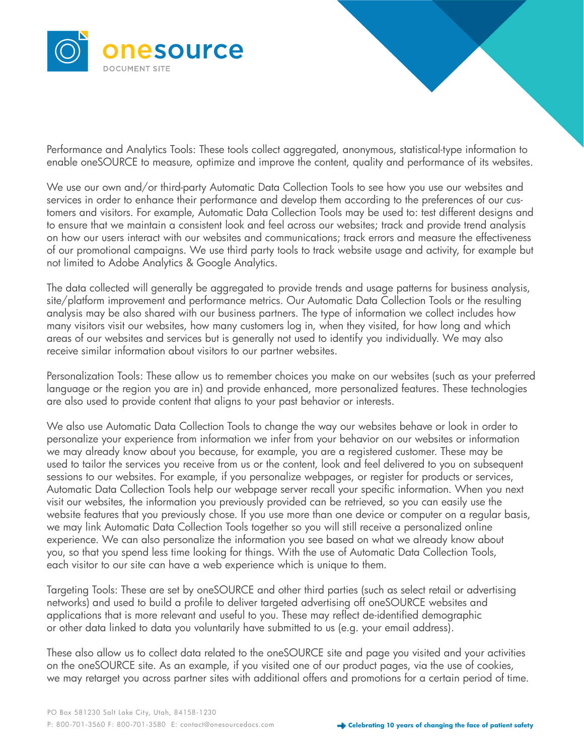Performance and Analytics Tools: These tools collect aggregated, anonymous, statistical-type information to enable oneSOURCE to measure, optimize and improve the content, quality and performance of its websites.

We use our own and/or third-party Automatic Data Collection Tools to see how you use our websites and services in order to enhance their performance and develop them according to the preferences of our customers and visitors. For example, Automatic Data Collection Tools may be used to: test different designs and to ensure that we maintain a consistent look and feel across our websites; track and provide trend analysis on how our users interact with our websites and communications; track errors and measure the effectiveness of our promotional campaigns. We use third party tools to track website usage and activity, for example but not limited to Adobe Analytics & Google Analytics.

The data collected will generally be aggregated to provide trends and usage patterns for business analysis, site/platform improvement and performance metrics. Our Automatic Data Collection Tools or the resulting analysis may be also shared with our business partners. The type of information we collect includes how many visitors visit our websites, how many customers log in, when they visited, for how long and which areas of our websites and services but is generally not used to identify you individually. We may also receive similar information about visitors to our partner websites.

Personalization Tools: These allow us to remember choices you make on our websites (such as your preferred language or the region you are in) and provide enhanced, more personalized features. These technologies are also used to provide content that aligns to your past behavior or interests.

We also use Automatic Data Collection Tools to change the way our websites behave or look in order to personalize your experience from information we infer from your behavior on our websites or information we may already know about you because, for example, you are a registered customer. These may be used to tailor the services you receive from us or the content, look and feel delivered to you on subsequent sessions to our websites. For example, if you personalize webpages, or register for products or services, Automatic Data Collection Tools help our webpage server recall your specific information. When you next visit our websites, the information you previously provided can be retrieved, so you can easily use the website features that you previously chose. If you use more than one device or computer on a regular basis, we may link Automatic Data Collection Tools together so you will still receive a personalized online experience. We can also personalize the information you see based on what we already know about you, so that you spend less time looking for things. With the use of Automatic Data Collection Tools, each visitor to our site can have a web experience which is unique to them.

Targeting Tools: These are set by oneSOURCE and other third parties (such as select retail or advertising networks) and used to build a profile to deliver targeted advertising off oneSOURCE websites and applications that is more relevant and useful to you. These may reflect de-identified demographic or other data linked to data you voluntarily have submitted to us (e.g. your email address).

These also allow us to collect data related to the oneSOURCE site and page you visited and your activities on the oneSOURCE site. As an example, if you visited one of our product pages, via the use of cookies, we may retarget you across partner sites with additional offers and promotions for a certain period of time.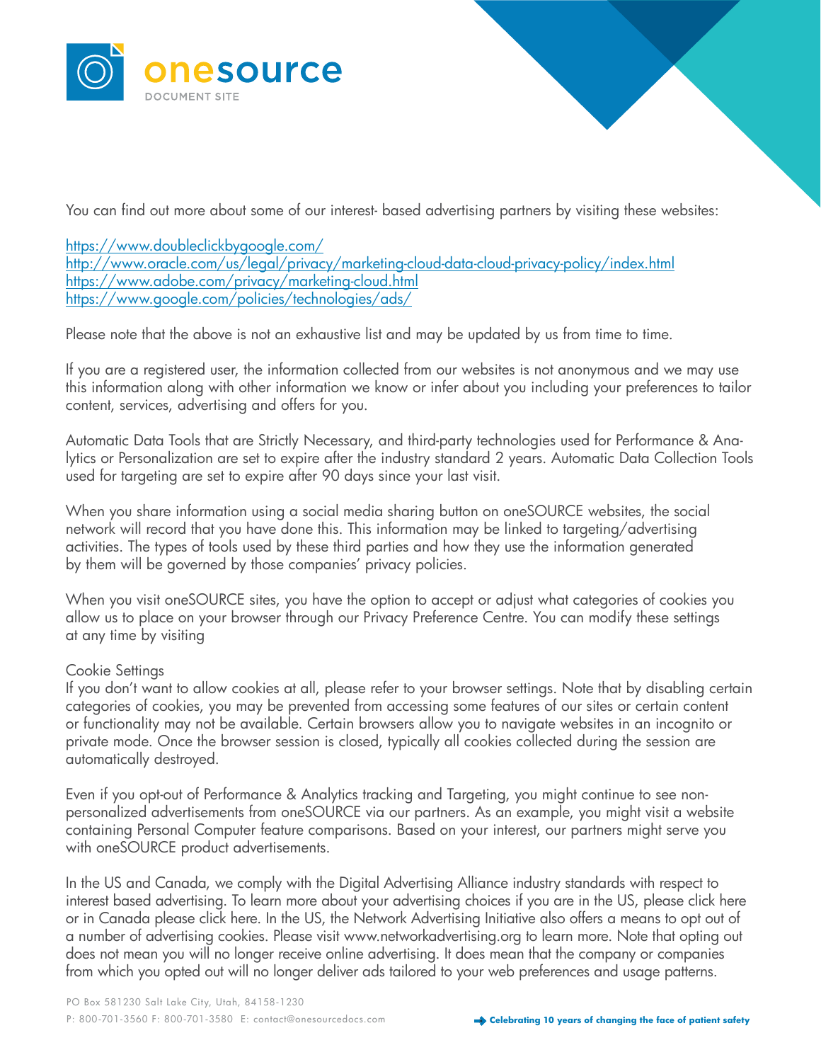You can find out more about some of our interest- based advertising partners by visiting these websites:

[https://www.doubleclickbygoogle.com/](https://www.doubleclickbygoogle.com/)
[http://www.oracle.com/us/legal/privacy/marketing-cloud-data-cloud-privacy-policy/index.html](http://www.oracle.com/us/legal/privacy/marketing-cloud-data-cloud-privacy-policy/index.html)
[https://www.adobe.com/privacy/marketing-cloud.html](https://www.adobe.com/privacy/marketing-cloud.html)
[https://www.google.com/policies/technologies/ads/](https://www.google.com/policies/technologies/ads/)

Please note that the above is not an exhaustive list and may be updated by us from time to time.

If you are a registered user, the information collected from our websites is not anonymous and we may use this information along with other information we know or infer about you including your preferences to tailor content, services, advertising and offers for you.

Automatic Data Tools that are Strictly Necessary, and third-party technologies used for Performance & Analytics or Personalization are set to expire after the industry standard 2 years. Automatic Data Collection Tools used for targeting are set to expire after 90 days since your last visit.

When you share information using a social media sharing button on oneSOURCE websites, the social network will record that you have done this. This information may be linked to targeting/advertising activities. The types of tools used by these third parties and how they use the information generated by them will be governed by those companies' privacy policies.

When you visit oneSOURCE sites, you have the option to accept or adjust what categories of cookies you allow us to place on your browser through our Privacy Preference Centre. You can modify these settings at any time by visiting

Cookie Settings
If you don't want to allow cookies at all, please refer to your browser settings. Note that by disabling certain categories of cookies, you may be prevented from accessing some features of our sites or certain content or functionality may not be available. Certain browsers allow you to navigate websites in an incognito or private mode. Once the browser session is closed, typically all cookies collected during the session are automatically destroyed.

Even if you opt-out of Performance & Analytics tracking and Targeting, you might continue to see non-personalized advertisements from oneSOURCE via our partners. As an example, you might visit a website containing Personal Computer feature comparisons. Based on your interest, our partners might serve you with oneSOURCE product advertisements.

In the US and Canada, we comply with the Digital Advertising Alliance industry standards with respect to interest based advertising. To learn more about your advertising choices if you are in the US, please click here or in Canada please click here. In the US, the Network Advertising Initiative also offers a means to opt out of a number of advertising cookies. Please visit www.networkadvertising.org to learn more. Note that opting out does not mean you will no longer receive online advertising. It does mean that the company or companies from which you opted out will no longer deliver ads tailored to your web preferences and usage patterns.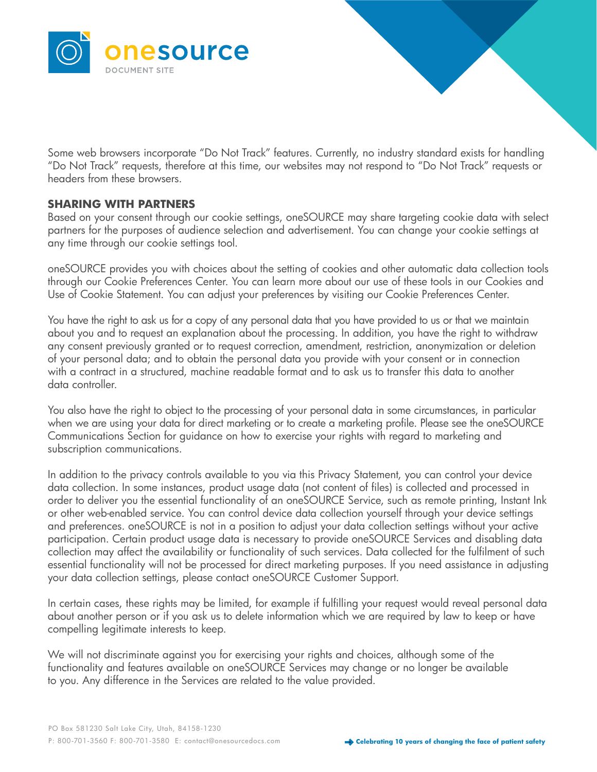Some web browsers incorporate "Do Not Track" features. Currently, no industry standard exists for handling "Do Not Track" requests, therefore at this time, our websites may not respond to "Do Not Track" requests or headers from these browsers.

**SHARING WITH PARTNERS**

Based on your consent through our cookie settings, oneSOURCE may share targeting cookie data with select partners for the purposes of audience selection and advertisement. You can change your cookie settings at any time through our cookie settings tool.

oneSOURCE provides you with choices about the setting of cookies and other automatic data collection tools through our Cookie Preferences Center. You can learn more about our use of these tools in our Cookies and Use of Cookie Statement. You can adjust your preferences by visiting our Cookie Preferences Center.

You have the right to ask us for a copy of any personal data that you have provided to us or that we maintain about you and to request an explanation about the processing. In addition, you have the right to withdraw any consent previously granted or to request correction, amendment, restriction, anonymization or deletion of your personal data; and to obtain the personal data you provide with your consent or in connection with a contract in a structured, machine readable format and to ask us to transfer this data to another data controller.

You also have the right to object to the processing of your personal data in some circumstances, in particular when we are using your data for direct marketing or to create a marketing profile. Please see the oneSOURCE Communications Section for guidance on how to exercise your rights with regard to marketing and subscription communications.

In addition to the privacy controls available to you via this Privacy Statement, you can control your device data collection. In some instances, product usage data (not content of files) is collected and processed in order to deliver you the essential functionality of an oneSOURCE Service, such as remote printing, Instant Ink or other web-enabled service. You can control device data collection yourself through your device settings and preferences. oneSOURCE is not in a position to adjust your data collection settings without your active participation. Certain product usage data is necessary to provide oneSOURCE Services and disabling data collection may affect the availability or functionality of such services. Data collected for the fulfilment of such essential functionality will not be processed for direct marketing purposes. If you need assistance in adjusting your data collection settings, please contact oneSOURCE Customer Support.

In certain cases, these rights may be limited, for example if fulfilling your request would reveal personal data about another person or if you ask us to delete information which we are required by law to keep or have compelling legitimate interests to keep.

We will not discriminate against you for exercising your rights and choices, although some of the functionality and features available on oneSOURCE Services may change or no longer be available to you. Any difference in the Services are related to the value provided.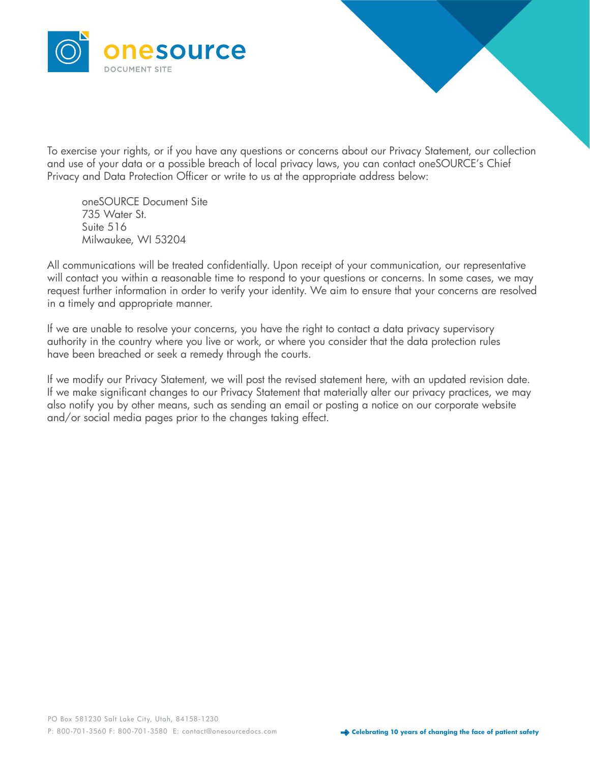To exercise your rights, or if you have any questions or concerns about our Privacy Statement, our collection and use of your data or a possible breach of local privacy laws, you can contact oneSOURCE's Chief Privacy and Data Protection Officer or write to us at the appropriate address below:

oneSOURCE Document Site
735 Water St.
Suite 516
Milwaukee, WI 53204

All communications will be treated confidentially. Upon receipt of your communication, our representative will contact you within a reasonable time to respond to your questions or concerns. In some cases, we may request further information in order to verify your identity. We aim to ensure that your concerns are resolved in a timely and appropriate manner.

If we are unable to resolve your concerns, you have the right to contact a data privacy supervisory authority in the country where you live or work, or where you consider that the data protection rules have been breached or seek a remedy through the courts.

If we modify our Privacy Statement, we will post the revised statement here, with an updated revision date. If we make significant changes to our Privacy Statement that materially alter our privacy practices, we may also notify you by other means, such as sending an email or posting a notice on our corporate website and/or social media pages prior to the changes taking effect.